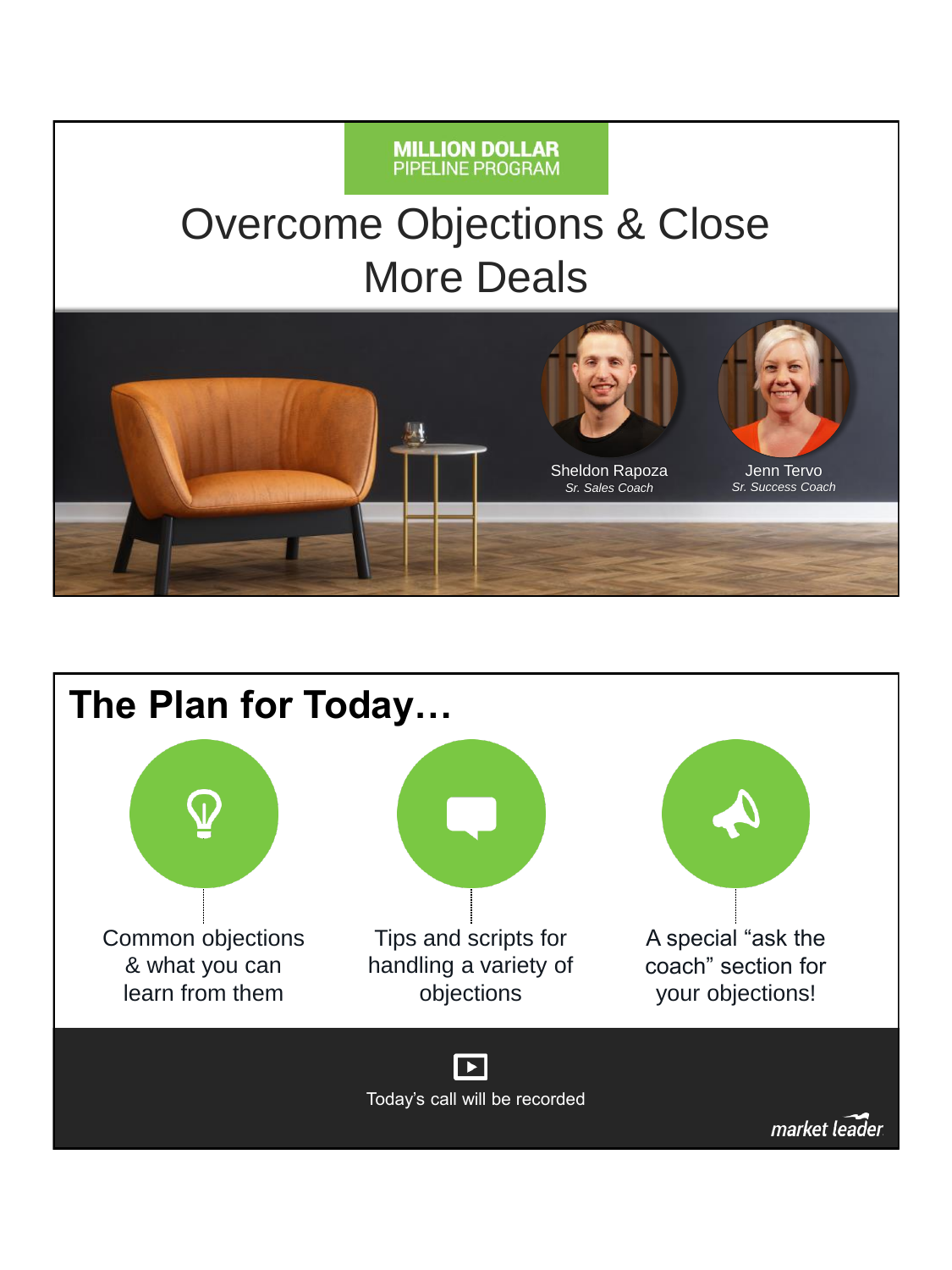MILLION DOLLAR
PIPELINE PROGRAM

# Overcome Objections & Close More Deals

Sheldon Rapoza
*Sr. Sales Coach*

Jenn Tervo
*Sr. Success Coach*

# The Plan for Today…

Common objections & what you can learn from them

Tips and scripts for handling a variety of objections

A special "ask the coach" section for your objections!

Today's call will be recorded

market leader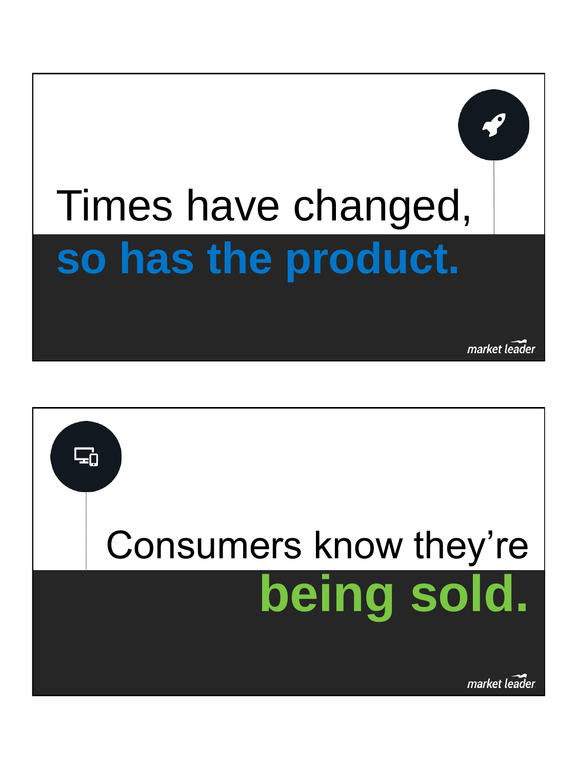Times have changed,
**so has the product.**

Consumers know they're
**being sold.**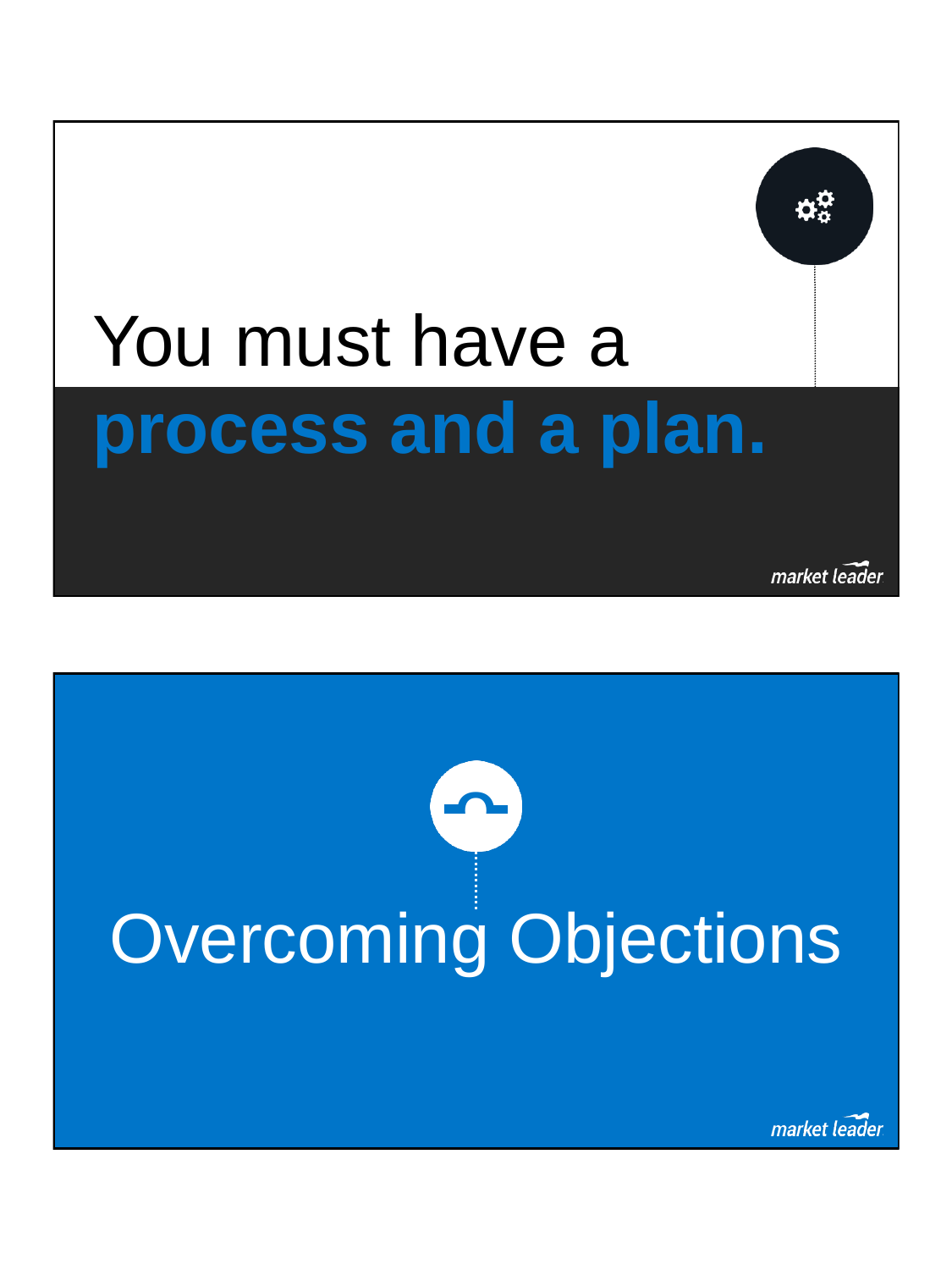You must have a **process and a plan.**

market leader

# Overcoming Objections

market leader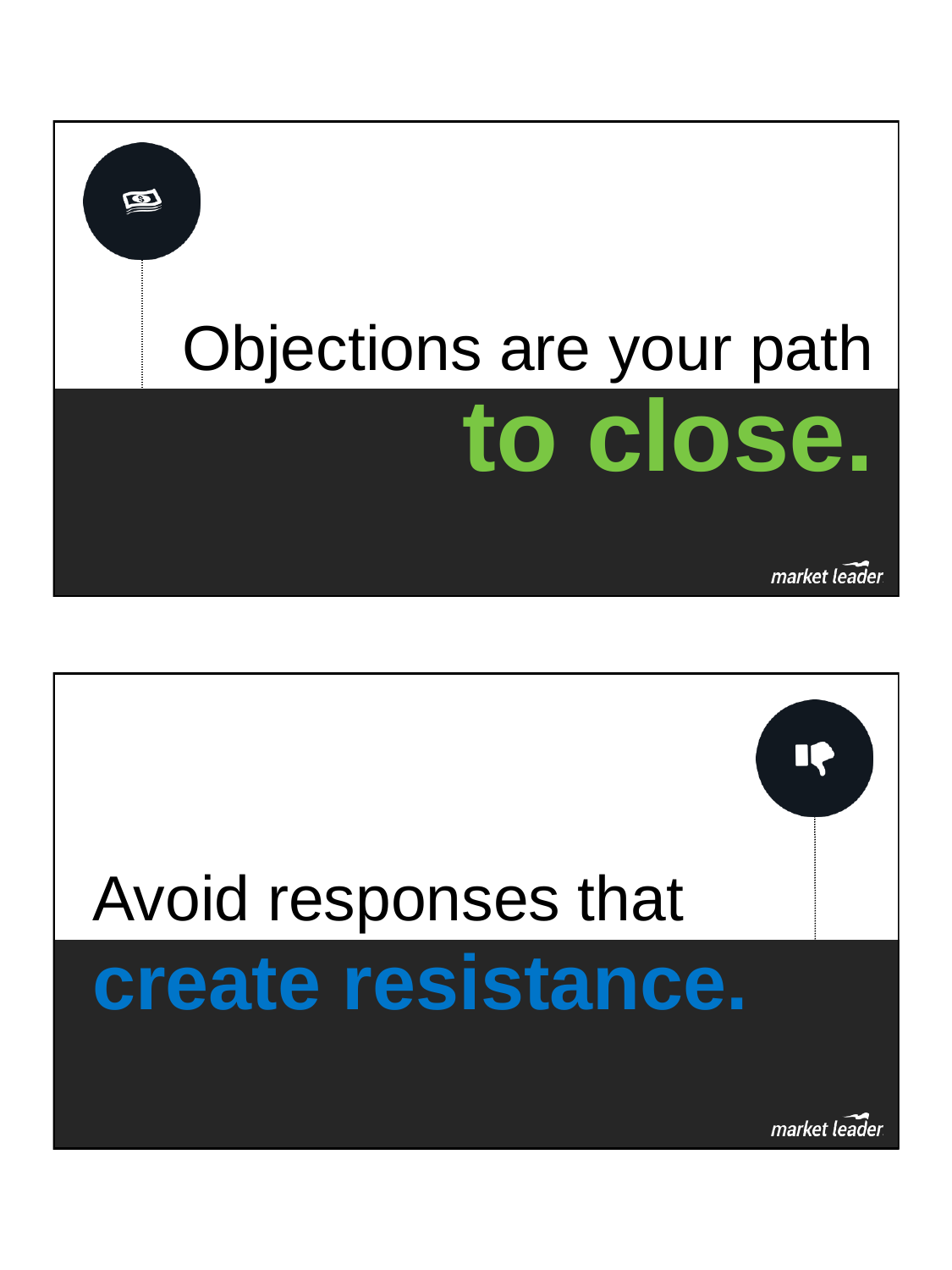Objections are your path **to close.**

market leader

Avoid responses that **create resistance.**

market leader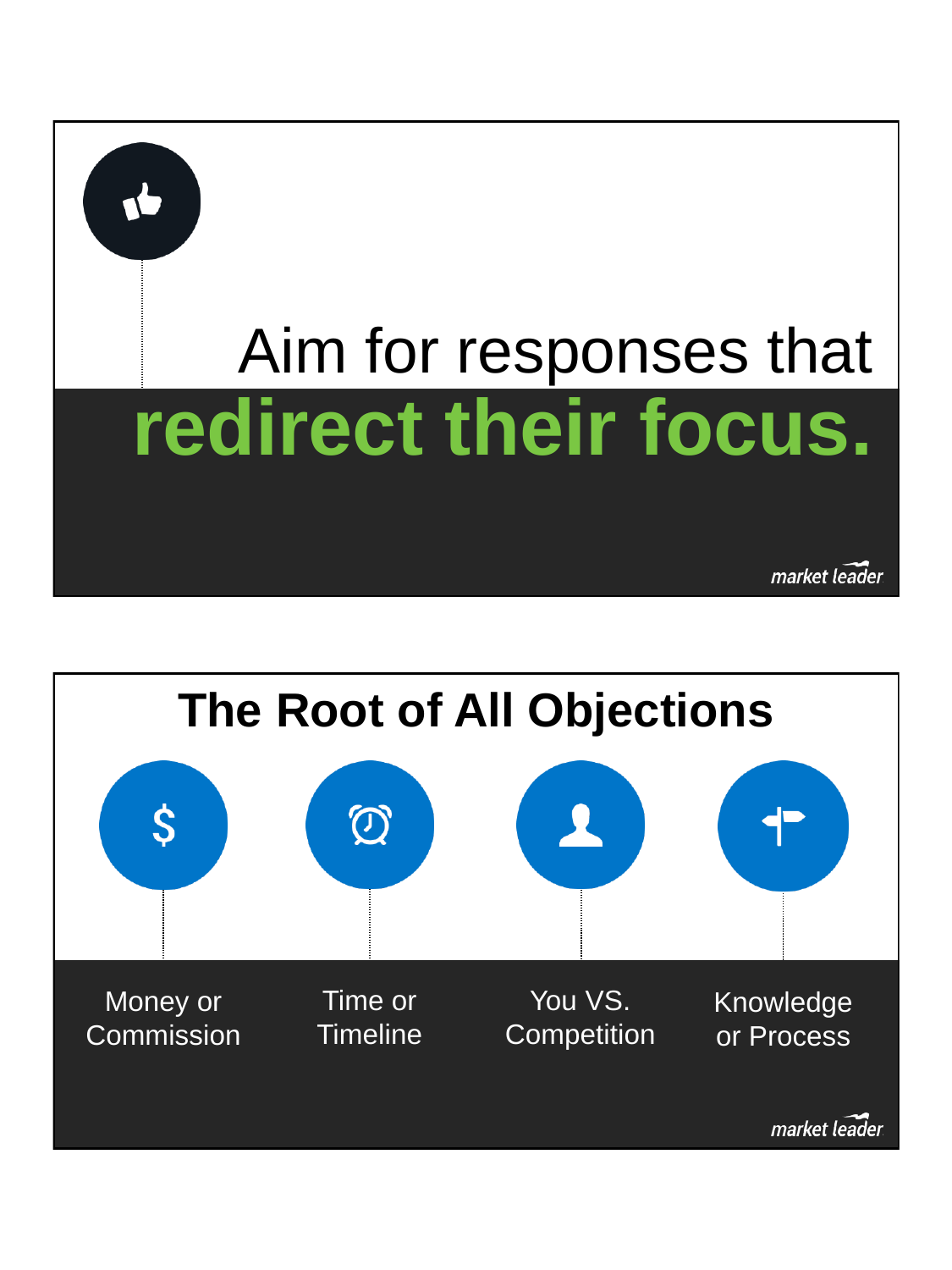Aim for responses that **redirect their focus.**

market leader

## The Root of All Objections

- Money or Commission
- Time or Timeline
- You VS. Competition
- Knowledge or Process

market leader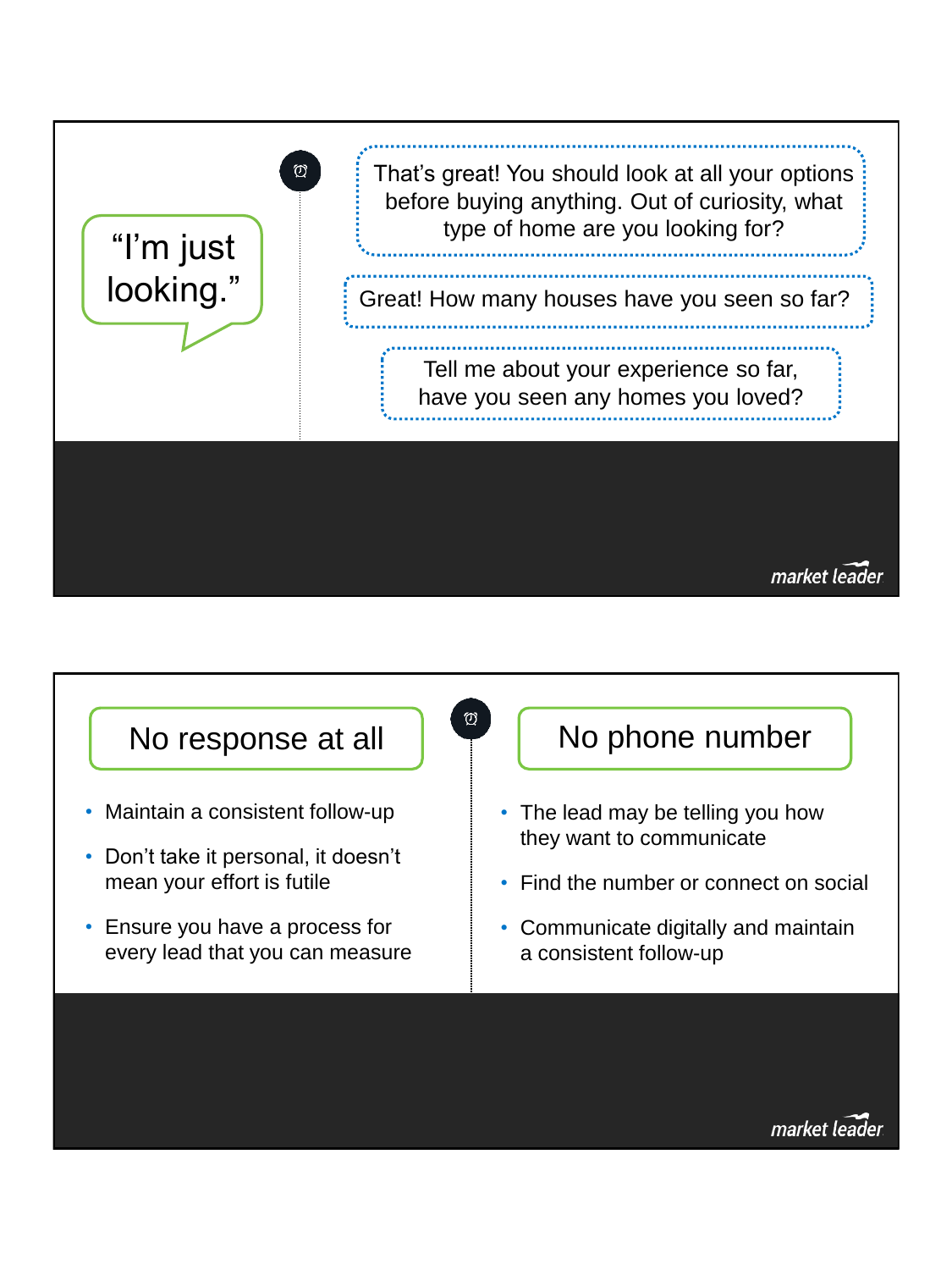“I’m just looking.”

That’s great! You should look at all your options before buying anything. Out of curiosity, what type of home are you looking for?

Great! How many houses have you seen so far?

Tell me about your experience so far, have you seen any homes you loved?

market leader

---

## No response at all

- Maintain a consistent follow-up
- Don’t take it personal, it doesn’t mean your effort is futile
- Ensure you have a process for every lead that you can measure

## No phone number

- The lead may be telling you how they want to communicate
- Find the number or connect on social
- Communicate digitally and maintain a consistent follow-up

market leader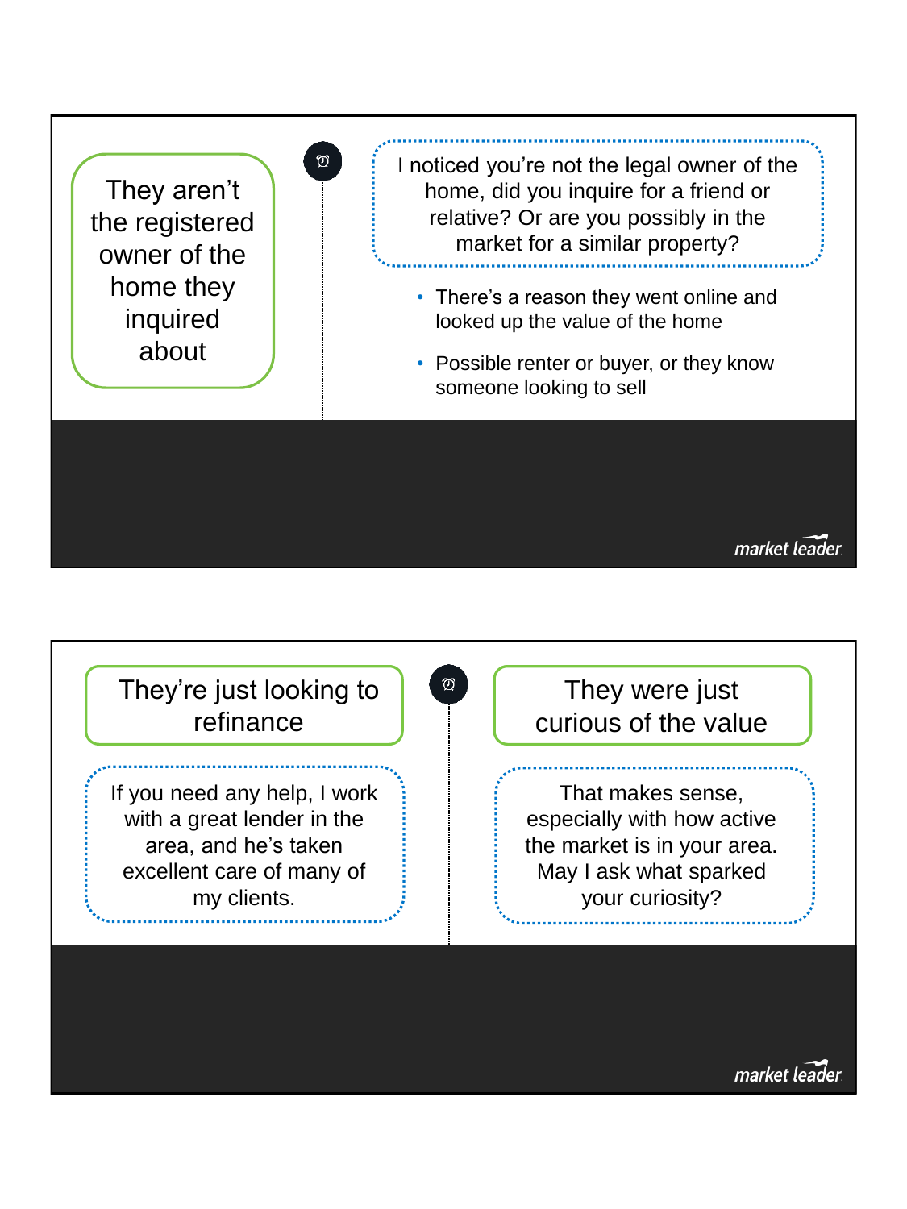## They aren't the registered owner of the home they inquired about

I noticed you're not the legal owner of the home, did you inquire for a friend or relative? Or are you possibly in the market for a similar property?

- There's a reason they went online and looked up the value of the home
- Possible renter or buyer, or they know someone looking to sell

market leader

## They're just looking to refinance

If you need any help, I work with a great lender in the area, and he's taken excellent care of many of my clients.

## They were just curious of the value

That makes sense, especially with how active the market is in your area. May I ask what sparked your curiosity?

market leader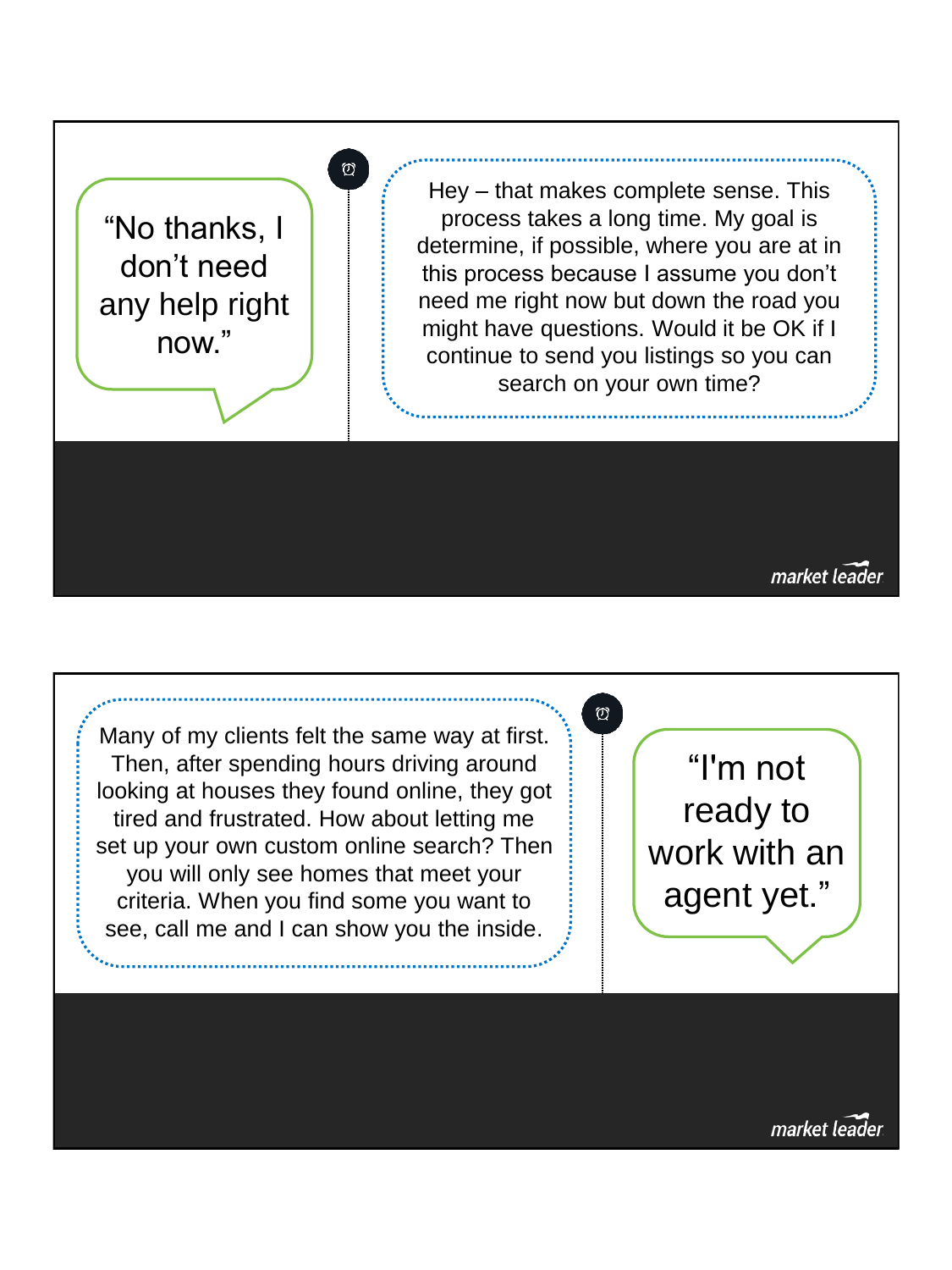"No thanks, I don't need any help right now."

Hey – that makes complete sense. This process takes a long time. My goal is determine, if possible, where you are at in this process because I assume you don't need me right now but down the road you might have questions. Would it be OK if I continue to send you listings so you can search on your own time?

market leader

---

"I'm not ready to work with an agent yet."

Many of my clients felt the same way at first. Then, after spending hours driving around looking at houses they found online, they got tired and frustrated. How about letting me set up your own custom online search? Then you will only see homes that meet your criteria. When you find some you want to see, call me and I can show you the inside.

market leader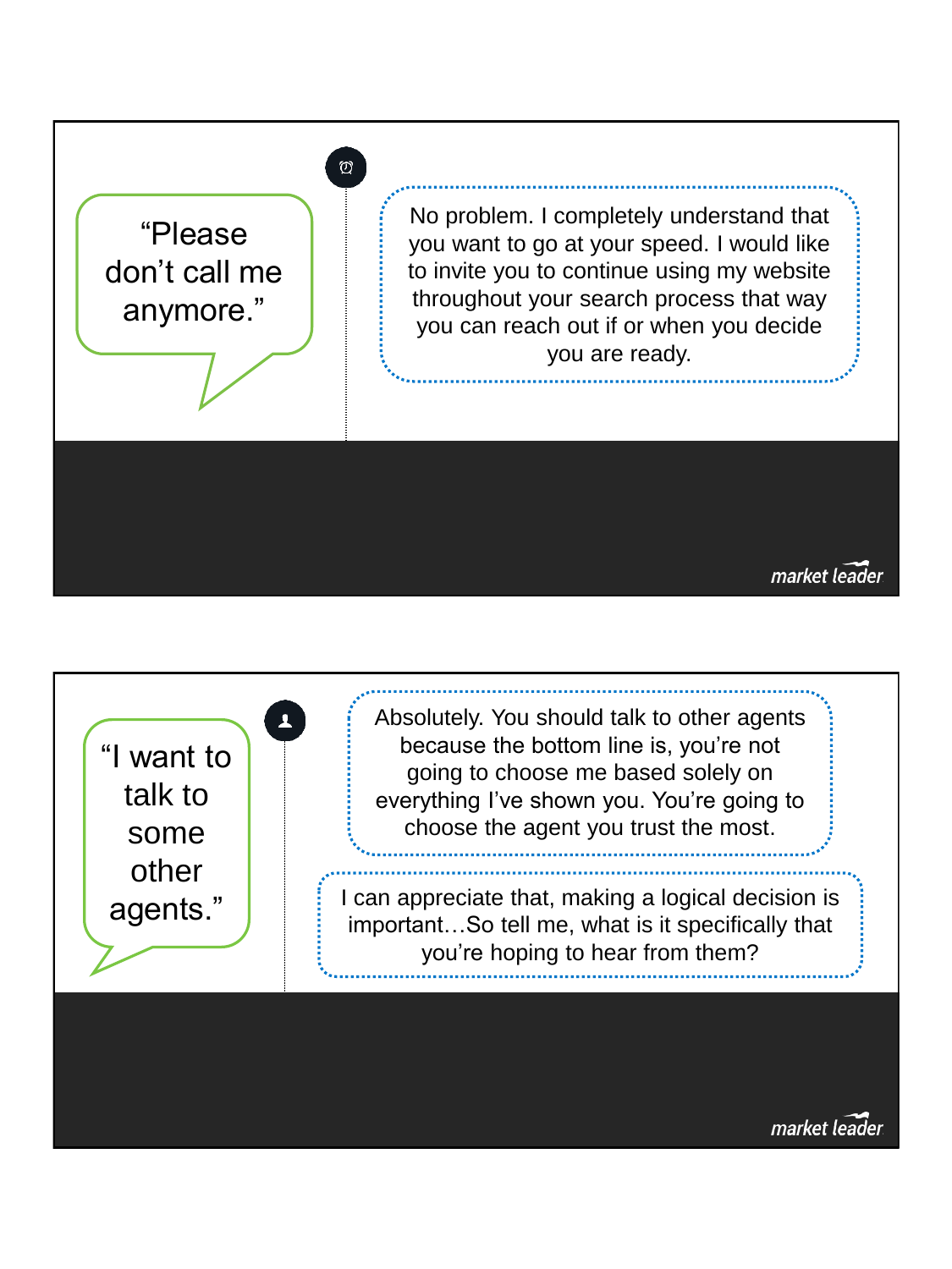“Please don’t call me anymore.”

No problem. I completely understand that you want to go at your speed. I would like to invite you to continue using my website throughout your search process that way you can reach out if or when you decide you are ready.

market leader

“I want to talk to some other agents.”

Absolutely. You should talk to other agents because the bottom line is, you’re not going to choose me based solely on everything I’ve shown you. You’re going to choose the agent you trust the most.

I can appreciate that, making a logical decision is important…So tell me, what is it specifically that you’re hoping to hear from them?

market leader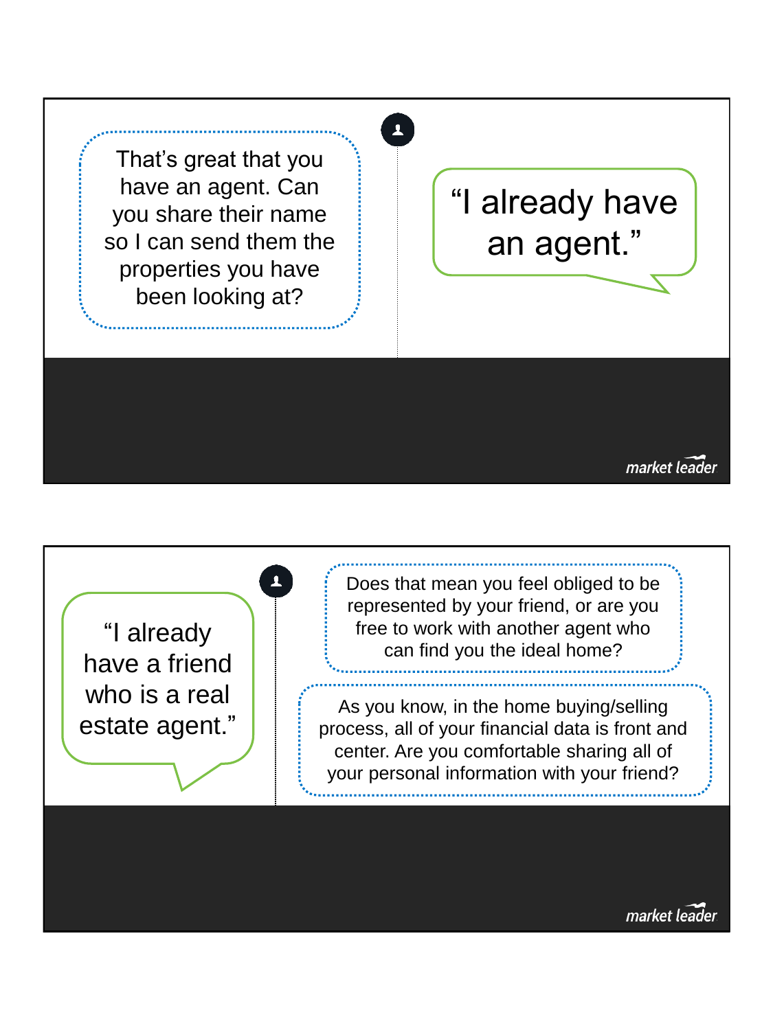“I already have an agent.”

That’s great that you have an agent. Can you share their name so I can send them the properties you have been looking at?

---

“I already have a friend who is a real estate agent.”

Does that mean you feel obliged to be represented by your friend, or are you free to work with another agent who can find you the ideal home?

As you know, in the home buying/selling process, all of your financial data is front and center. Are you comfortable sharing all of your personal information with your friend?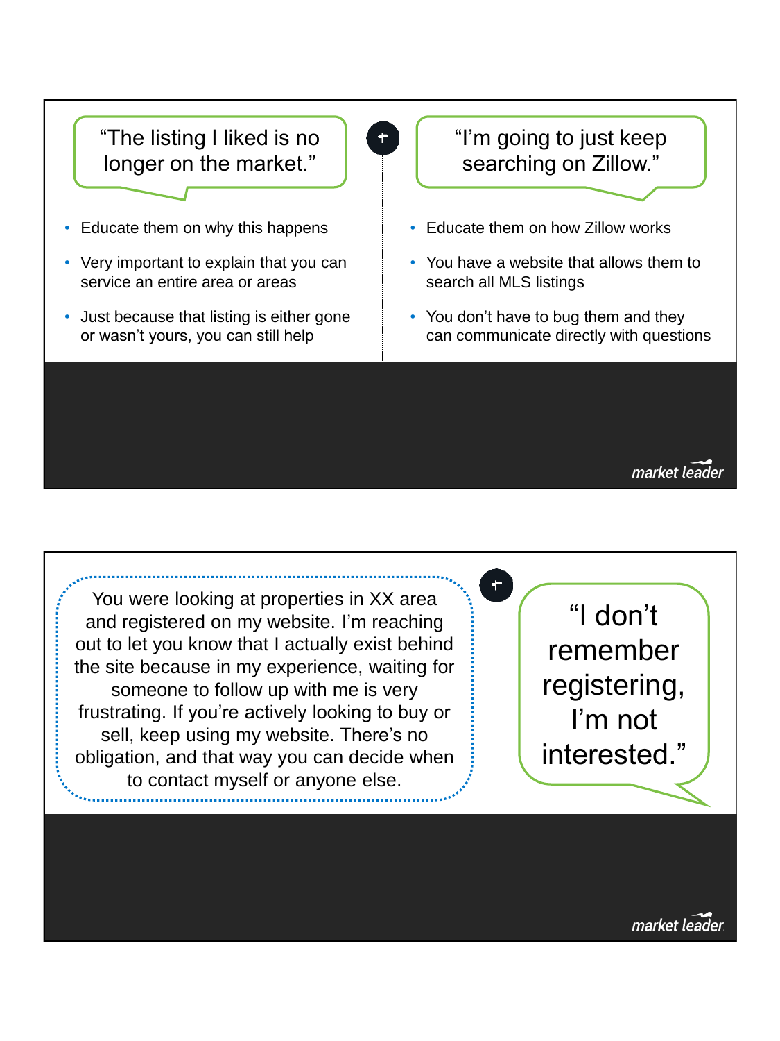“The listing I liked is no longer on the market.”

- Educate them on why this happens
- Very important to explain that you can service an entire area or areas
- Just because that listing is either gone or wasn’t yours, you can still help

“I’m going to just keep searching on Zillow.”

- Educate them on how Zillow works
- You have a website that allows them to search all MLS listings
- You don’t have to bug them and they can communicate directly with questions

market leader

---

You were looking at properties in XX area and registered on my website. I’m reaching out to let you know that I actually exist behind the site because in my experience, waiting for someone to follow up with me is very frustrating. If you’re actively looking to buy or sell, keep using my website. There’s no obligation, and that way you can decide when to contact myself or anyone else.

“I don’t remember registering, I’m not interested.”

market leader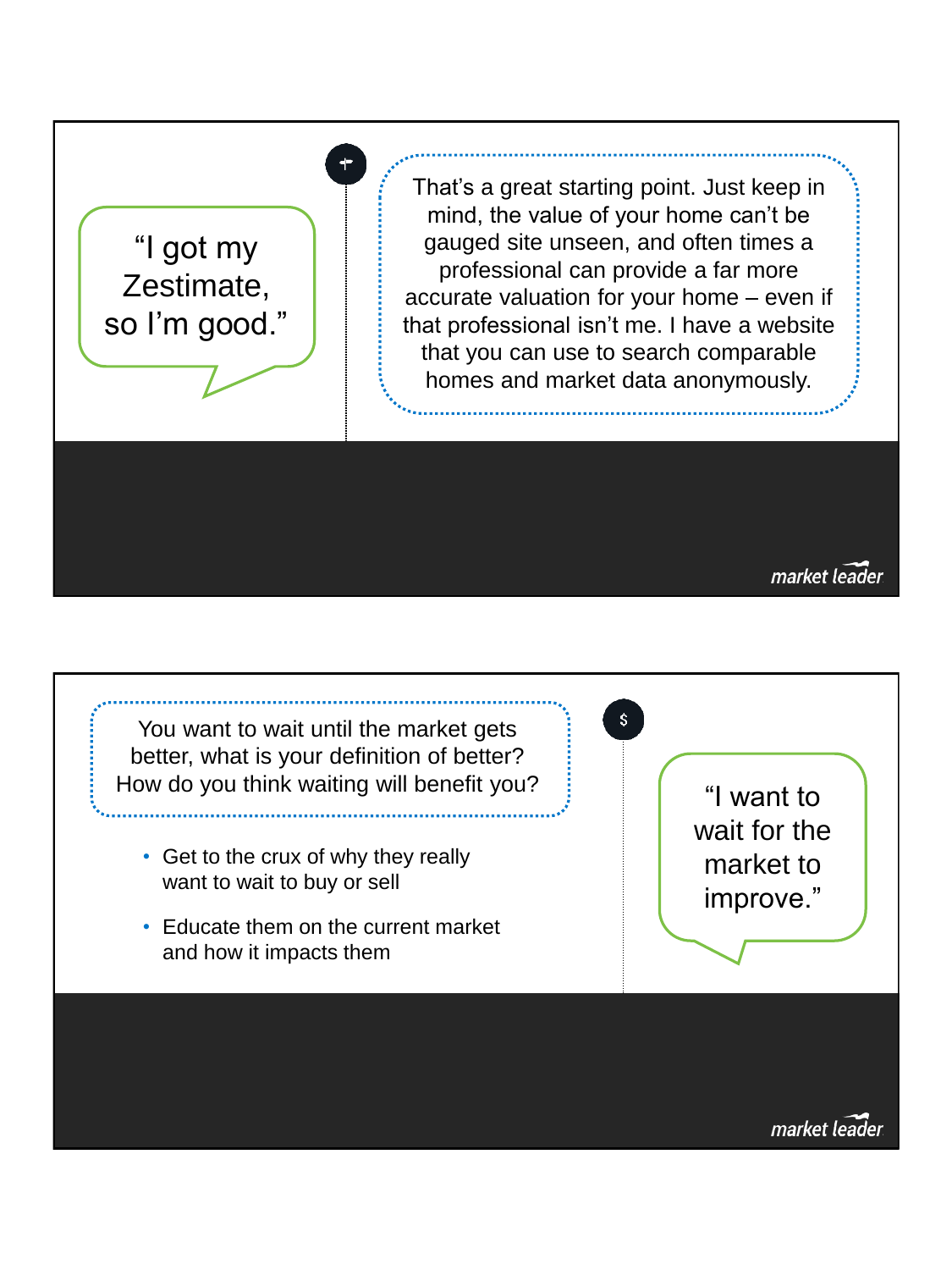"I got my Zestimate, so I'm good."

That's a great starting point. Just keep in mind, the value of your home can't be gauged site unseen, and often times a professional can provide a far more accurate valuation for your home – even if that professional isn't me. I have a website that you can use to search comparable homes and market data anonymously.

---

"I want to wait for the market to improve."

You want to wait until the market gets better, what is your definition of better? How do you think waiting will benefit you?

- Get to the crux of why they really want to wait to buy or sell
- Educate them on the current market and how it impacts them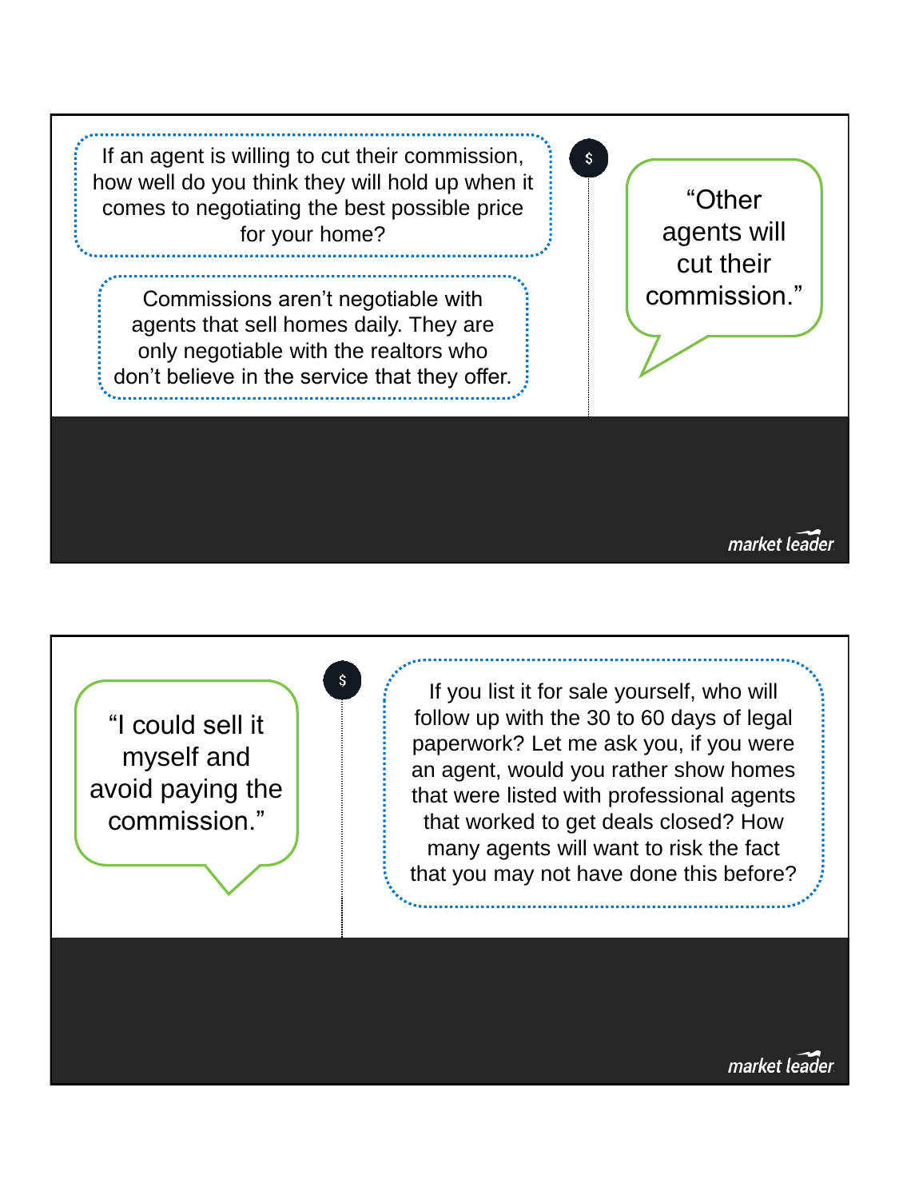"Other agents will cut their commission."

If an agent is willing to cut their commission, how well do you think they will hold up when it comes to negotiating the best possible price for your home?

Commissions aren't negotiable with agents that sell homes daily. They are only negotiable with the realtors who don't believe in the service that they offer.

"I could sell it myself and avoid paying the commission."

If you list it for sale yourself, who will follow up with the 30 to 60 days of legal paperwork? Let me ask you, if you were an agent, would you rather show homes that were listed with professional agents that worked to get deals closed? How many agents will want to risk the fact that you may not have done this before?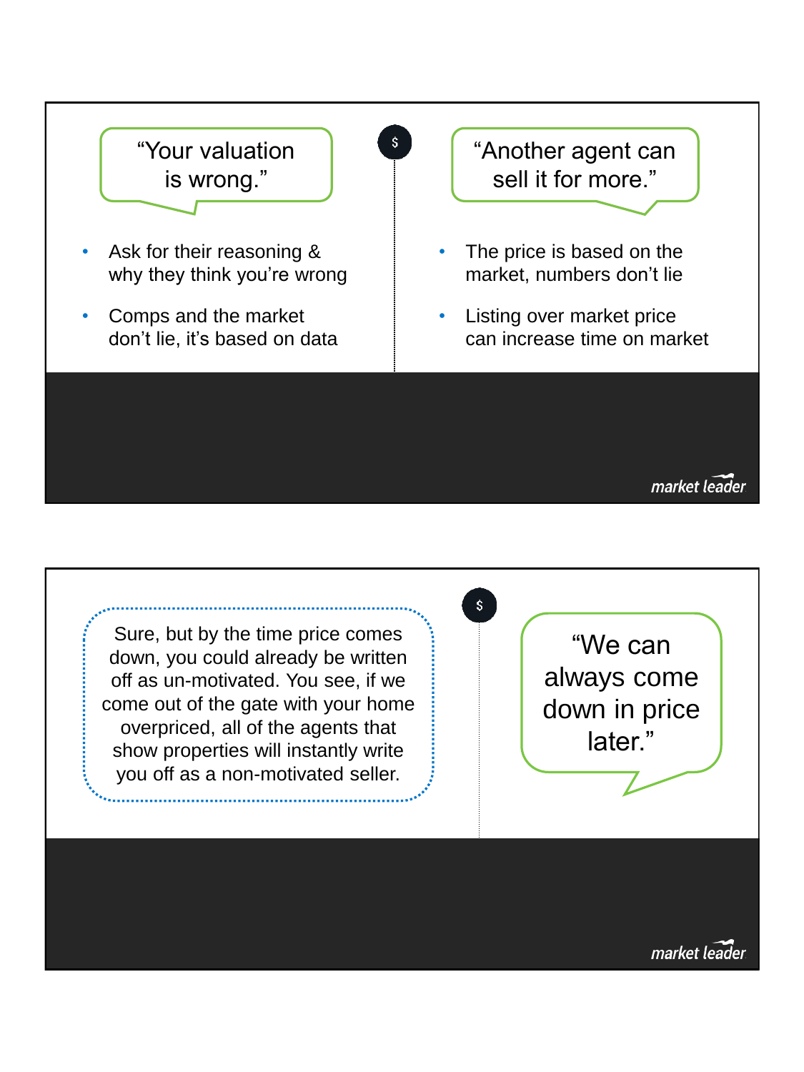“Your valuation is wrong.”

- Ask for their reasoning & why they think you’re wrong
- Comps and the market don’t lie, it’s based on data

“Another agent can sell it for more.”

- The price is based on the market, numbers don’t lie
- Listing over market price can increase time on market

market leader

Sure, but by the time price comes down, you could already be written off as un-motivated. You see, if we come out of the gate with your home overpriced, all of the agents that show properties will instantly write you off as a non-motivated seller.

“We can always come down in price later.”

market leader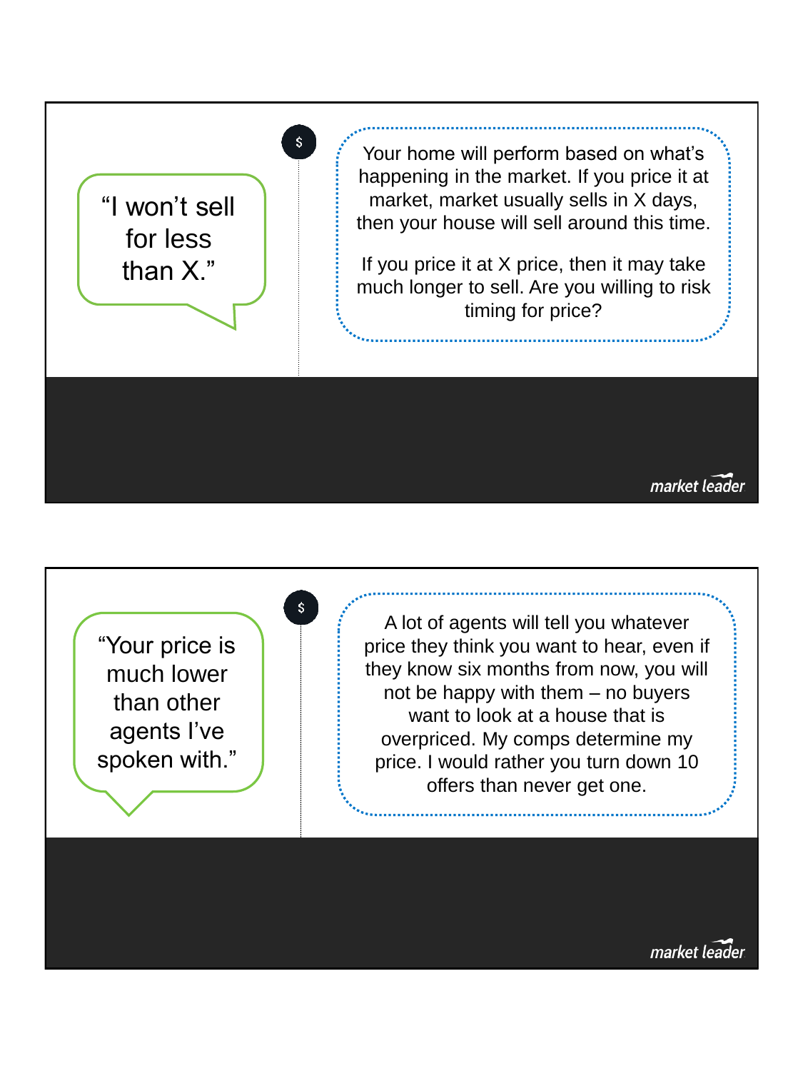“I won’t sell for less than X.”

$

Your home will perform based on what’s happening in the market. If you price it at market, market usually sells in X days, then your house will sell around this time.

If you price it at X price, then it may take much longer to sell. Are you willing to risk timing for price?

market leader

“Your price is much lower than other agents I’ve spoken with.”

$

A lot of agents will tell you whatever price they think you want to hear, even if they know six months from now, you will not be happy with them – no buyers want to look at a house that is overpriced. My comps determine my price. I would rather you turn down 10 offers than never get one.

market leader